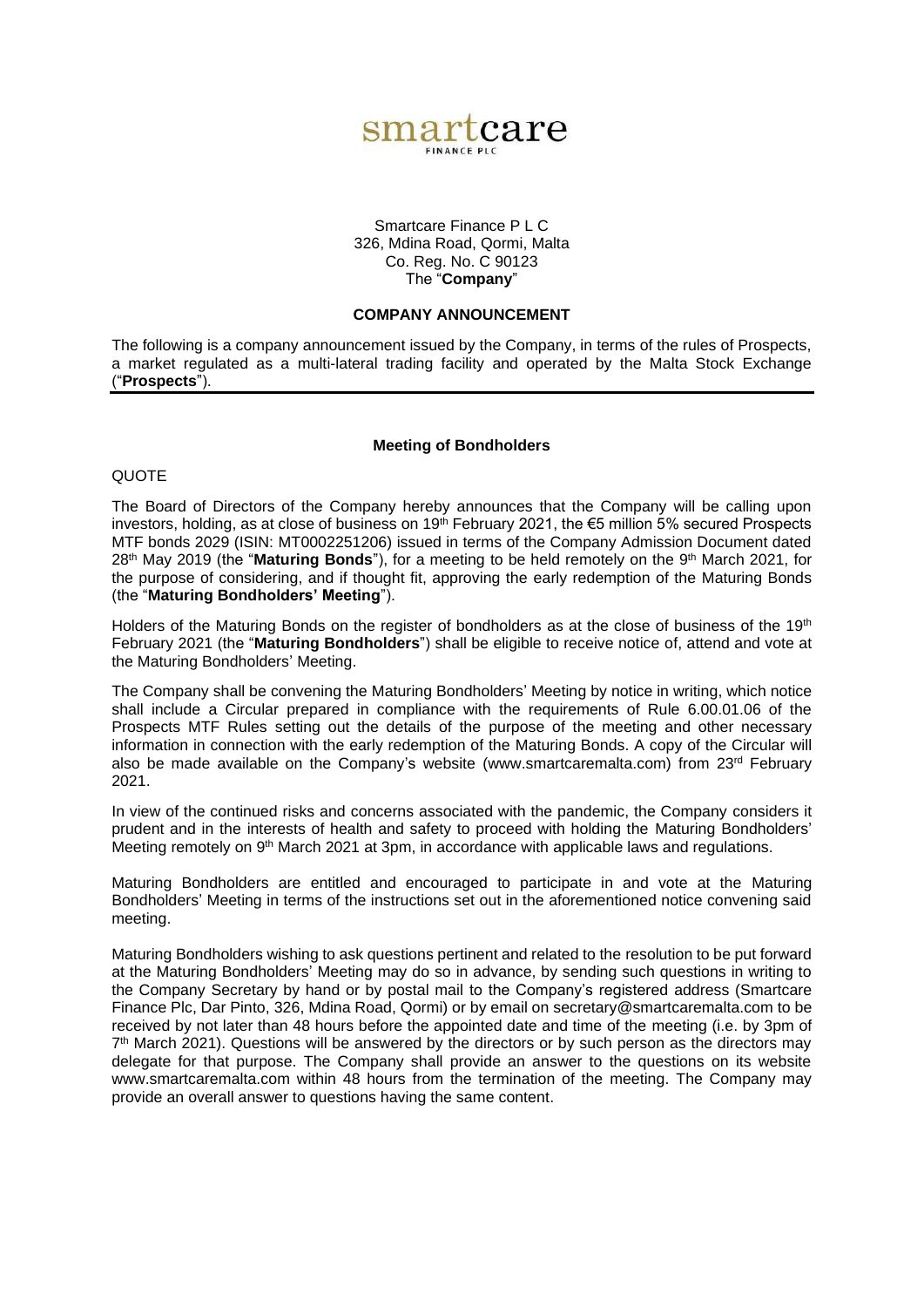smartcare
FINANCE PLC

Smartcare Finance P L C
326, Mdina Road, Qormi, Malta
Co. Reg. No. C 90123
The "**Company**"

**COMPANY ANNOUNCEMENT**

The following is a company announcement issued by the Company, in terms of the rules of Prospects, a market regulated as a multi-lateral trading facility and operated by the Malta Stock Exchange ("**Prospects**").

**Meeting of Bondholders**

QUOTE

The Board of Directors of the Company hereby announces that the Company will be calling upon investors, holding, as at close of business on 19th February 2021, the €5 million 5% secured Prospects MTF bonds 2029 (ISIN: MT0002251206) issued in terms of the Company Admission Document dated 28th May 2019 (the "**Maturing Bonds**"), for a meeting to be held remotely on the 9th March 2021, for the purpose of considering, and if thought fit, approving the early redemption of the Maturing Bonds (the "**Maturing Bondholders' Meeting**").

Holders of the Maturing Bonds on the register of bondholders as at the close of business of the 19th February 2021 (the "**Maturing Bondholders**") shall be eligible to receive notice of, attend and vote at the Maturing Bondholders' Meeting.

The Company shall be convening the Maturing Bondholders' Meeting by notice in writing, which notice shall include a Circular prepared in compliance with the requirements of Rule 6.00.01.06 of the Prospects MTF Rules setting out the details of the purpose of the meeting and other necessary information in connection with the early redemption of the Maturing Bonds. A copy of the Circular will also be made available on the Company's website (www.smartcaremalta.com) from 23rd February 2021.

In view of the continued risks and concerns associated with the pandemic, the Company considers it prudent and in the interests of health and safety to proceed with holding the Maturing Bondholders' Meeting remotely on 9th March 2021 at 3pm, in accordance with applicable laws and regulations.

Maturing Bondholders are entitled and encouraged to participate in and vote at the Maturing Bondholders' Meeting in terms of the instructions set out in the aforementioned notice convening said meeting.

Maturing Bondholders wishing to ask questions pertinent and related to the resolution to be put forward at the Maturing Bondholders' Meeting may do so in advance, by sending such questions in writing to the Company Secretary by hand or by postal mail to the Company's registered address (Smartcare Finance Plc, Dar Pinto, 326, Mdina Road, Qormi) or by email on secretary@smartcaremalta.com to be received by not later than 48 hours before the appointed date and time of the meeting (i.e. by 3pm of 7th March 2021). Questions will be answered by the directors or by such person as the directors may delegate for that purpose. The Company shall provide an answer to the questions on its website www.smartcaremalta.com within 48 hours from the termination of the meeting. The Company may provide an overall answer to questions having the same content.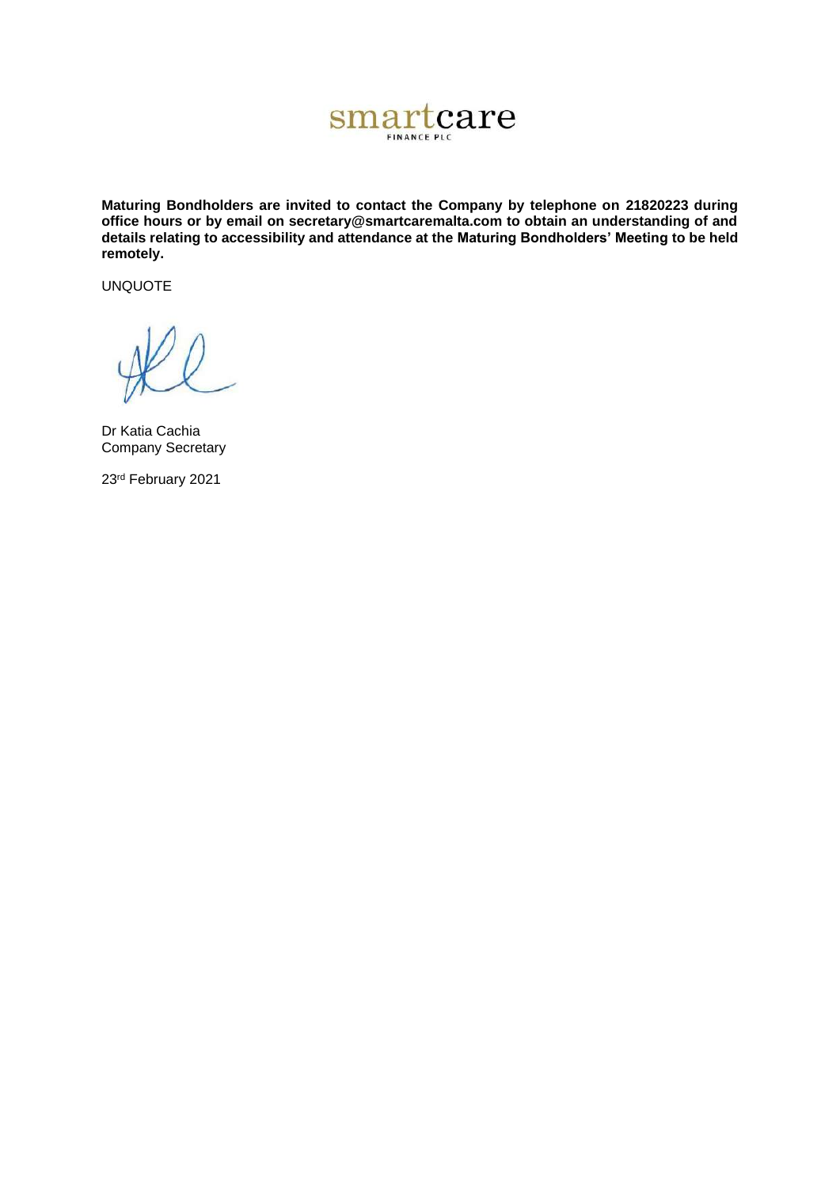smartcare
FINANCE PLC

**Maturing Bondholders are invited to contact the Company by telephone on 21820223 during office hours or by email on secretary@smartcaremalta.com to obtain an understanding of and details relating to accessibility and attendance at the Maturing Bondholders' Meeting to be held remotely.**

UNQUOTE

Dr Katia Cachia
Company Secretary

23rd February 2021